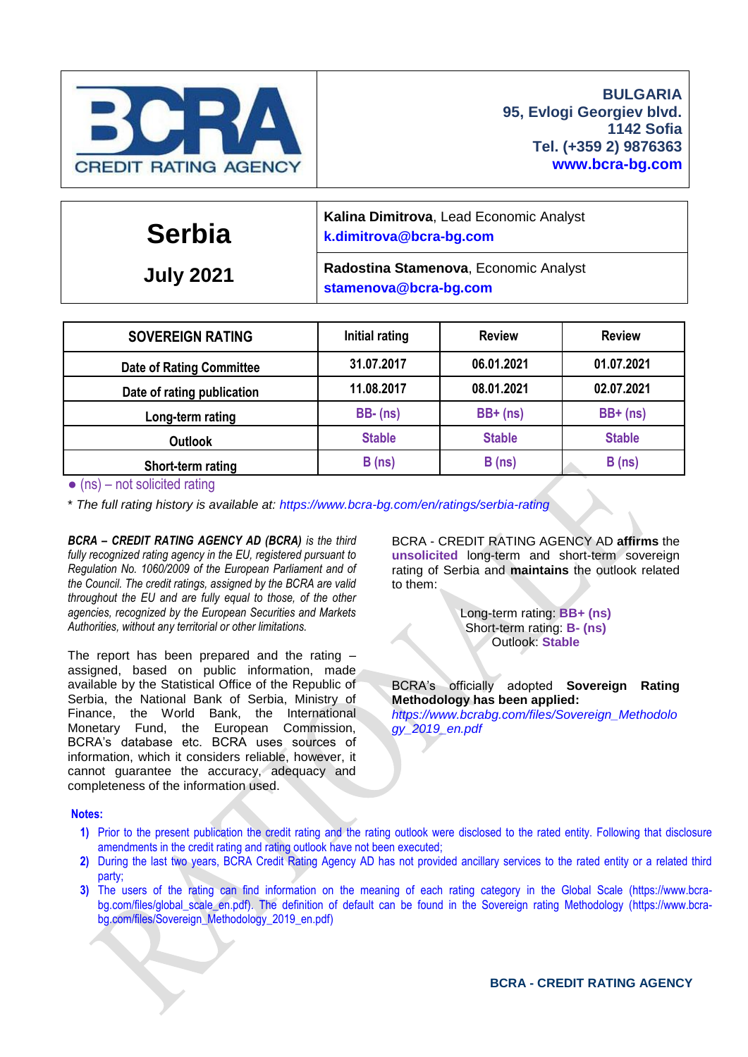**BCRA CREDIT RATING AGENCY**

**BULGARIA**
**95, Evlogi Georgiev blvd.**
**1142 Sofia**
**Tel. (+359 2) 9876363**
**www.bcra-bg.com**

| **Serbia**<br>**July 2021** | **Kalina Dimitrova**, Lead Economic Analyst<br>**k.dimitrova@bcra-bg.com** |
|---|---|
| | **Radostina Stamenova**, Economic Analyst<br>**stamenova@bcra-bg.com** |

| SOVEREIGN RATING | Initial rating | Review | Review |
|---|---|---|---|
| Date of Rating Committee | 31.07.2017 | 06.01.2021 | 01.07.2021 |
| Date of rating publication | 11.08.2017 | 08.01.2021 | 02.07.2021 |
| Long-term rating | BB- (ns) | BB+ (ns) | BB+ (ns) |
| Outlook | Stable | Stable | Stable |
| Short-term rating | B (ns) | B (ns) | B (ns) |

- (ns) – not solicited rating

*\* The full rating history is available at: https://www.bcra-bg.com/en/ratings/serbia-rating*

***BCRA – CREDIT RATING AGENCY AD (BCRA)*** *is the third fully recognized rating agency in the EU, registered pursuant to Regulation No. 1060/2009 of the European Parliament and of the Council. The credit ratings, assigned by the BCRA are valid throughout the EU and are fully equal to those, of the other agencies, recognized by the European Securities and Markets Authorities, without any territorial or other limitations.*

The report has been prepared and the rating – assigned, based on public information, made available by the Statistical Office of the Republic of Serbia, the National Bank of Serbia, Ministry of Finance, the World Bank, the International Monetary Fund, the European Commission, BCRA's database etc. BCRA uses sources of information, which it considers reliable, however, it cannot guarantee the accuracy, adequacy and completeness of the information used.

BCRA - CREDIT RATING AGENCY AD **affirms** the **unsolicited** long-term and short-term sovereign rating of Serbia and **maintains** the outlook related to them:

Long-term rating: **BB+ (ns)**
Short-term rating: **B- (ns)**
Outlook: **Stable**

BCRA's officially adopted **Sovereign Rating Methodology has been applied:** *https://www.bcrabg.com/files/Sovereign_Methodology_2019_en.pdf*

**Notes:**

1) Prior to the present publication the credit rating and the rating outlook were disclosed to the rated entity. Following that disclosure amendments in the credit rating and rating outlook have not been executed;
2) During the last two years, BCRA Credit Rating Agency AD has not provided ancillary services to the rated entity or a related third party;
3) The users of the rating can find information on the meaning of each rating category in the Global Scale (https://www.bcra-bg.com/files/global_scale_en.pdf). The definition of default can be found in the Sovereign rating Methodology (https://www.bcra-bg.com/files/Sovereign_Methodology_2019_en.pdf)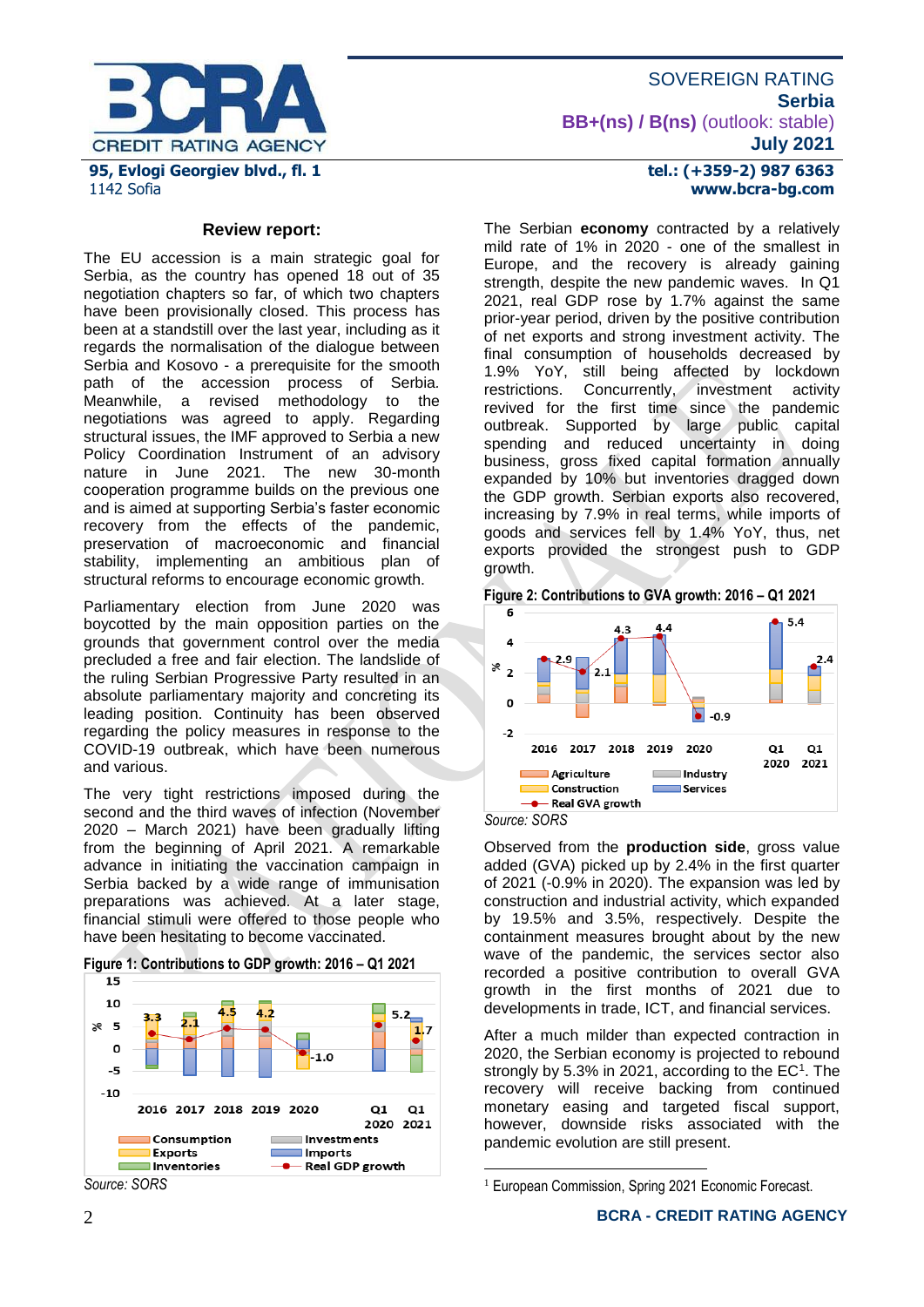SOVEREIGN RATING
**Serbia**
**BB+(ns) / B(ns)** (outlook: stable)
**July 2021**

## Review report:

The EU accession is a main strategic goal for Serbia, as the country has opened 18 out of 35 negotiation chapters so far, of which two chapters have been provisionally closed. This process has been at a standstill over the last year, including as it regards the normalisation of the dialogue between Serbia and Kosovo - a prerequisite for the smooth path of the accession process of Serbia. Meanwhile, a revised methodology to the negotiations was agreed to apply. Regarding structural issues, the IMF approved to Serbia a new Policy Coordination Instrument of an advisory nature in June 2021. The new 30-month cooperation programme builds on the previous one and is aimed at supporting Serbia's faster economic recovery from the effects of the pandemic, preservation of macroeconomic and financial stability, implementing an ambitious plan of structural reforms to encourage economic growth.

Parliamentary election from June 2020 was boycotted by the main opposition parties on the grounds that government control over the media precluded a free and fair election. The landslide of the ruling Serbian Progressive Party resulted in an absolute parliamentary majority and concreting its leading position. Continuity has been observed regarding the policy measures in response to the COVID-19 outbreak, which have been numerous and various.

The very tight restrictions imposed during the second and the third waves of infection (November 2020 – March 2021) have been gradually lifting from the beginning of April 2021. A remarkable advance in initiating the vaccination campaign in Serbia backed by a wide range of immunisation preparations was achieved. At a later stage, financial stimuli were offered to those people who have been hesitating to become vaccinated.

**Figure 1: Contributions to GDP growth: 2016 – Q1 2021**

*Source: SORS*

The Serbian **economy** contracted by a relatively mild rate of 1% in 2020 - one of the smallest in Europe, and the recovery is already gaining strength, despite the new pandemic waves. In Q1 2021, real GDP rose by 1.7% against the same prior-year period, driven by the positive contribution of net exports and strong investment activity. The final consumption of households decreased by 1.9% YoY, still being affected by lockdown restrictions. Concurrently, investment activity revived for the first time since the pandemic outbreak. Supported by large public capital spending and reduced uncertainty in doing business, gross fixed capital formation annually expanded by 10% but inventories dragged down the GDP growth. Serbian exports also recovered, increasing by 7.9% in real terms, while imports of goods and services fell by 1.4% YoY, thus, net exports provided the strongest push to GDP growth.

**Figure 2: Contributions to GVA growth: 2016 – Q1 2021**

*Source: SORS*

Observed from the **production side**, gross value added (GVA) picked up by 2.4% in the first quarter of 2021 (-0.9% in 2020). The expansion was led by construction and industrial activity, which expanded by 19.5% and 3.5%, respectively. Despite the containment measures brought about by the new wave of the pandemic, the services sector also recorded a positive contribution to overall GVA growth in the first months of 2021 due to developments in trade, ICT, and financial services.

After a much milder than expected contraction in 2020, the Serbian economy is projected to rebound strongly by 5.3% in 2021, according to the EC[1]. The recovery will receive backing from continued monetary easing and targeted fiscal support, however, downside risks associated with the pandemic evolution are still present.

[1] European Commission, Spring 2021 Economic Forecast.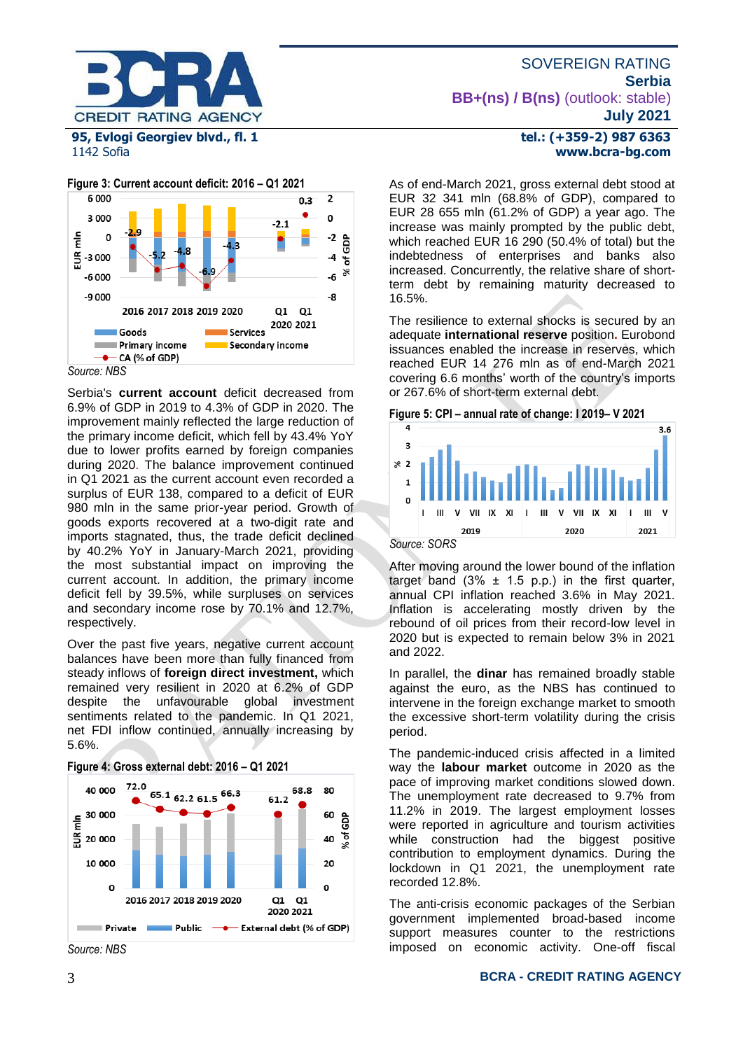**Figure 3: Current account deficit: 2016 – Q1 2021**

*Source: NBS*

Serbia's **current account** deficit decreased from 6.9% of GDP in 2019 to 4.3% of GDP in 2020. The improvement mainly reflected the large reduction of the primary income deficit, which fell by 43.4% YoY due to lower profits earned by foreign companies during 2020. The balance improvement continued in Q1 2021 as the current account even recorded a surplus of EUR 138, compared to a deficit of EUR 980 mln in the same prior-year period. Growth of goods exports recovered at a two-digit rate and imports stagnated, thus, the trade deficit declined by 40.2% YoY in January-March 2021, providing the most substantial impact on improving the current account. In addition, the primary income deficit fell by 39.5%, while surpluses on services and secondary income rose by 70.1% and 12.7%, respectively.

Over the past five years, negative current account balances have been more than fully financed from steady inflows of **foreign direct investment,** which remained very resilient in 2020 at 6.2% of GDP despite the unfavourable global investment sentiments related to the pandemic. In Q1 2021, net FDI inflow continued, annually increasing by 5.6%.

**Figure 4: Gross external debt: 2016 – Q1 2021**

*Source: NBS*

As of end-March 2021, gross external debt stood at EUR 32 341 mln (68.8% of GDP), compared to EUR 28 655 mln (61.2% of GDP) a year ago. The increase was mainly prompted by the public debt, which reached EUR 16 290 (50.4% of total) but the indebtedness of enterprises and banks also increased. Concurrently, the relative share of short-term debt by remaining maturity decreased to 16.5%.

The resilience to external shocks is secured by an adequate **international reserve** position. Eurobond issuances enabled the increase in reserves, which reached EUR 14 276 mln as of end-March 2021 covering 6.6 months' worth of the country's imports or 267.6% of short-term external debt.

**Figure 5: CPI – annual rate of change: I 2019– V 2021**

*Source: SORS*

After moving around the lower bound of the inflation target band (3% ± 1.5 p.p.) in the first quarter, annual CPI inflation reached 3.6% in May 2021. Inflation is accelerating mostly driven by the rebound of oil prices from their record-low level in 2020 but is expected to remain below 3% in 2021 and 2022.

In parallel, the **dinar** has remained broadly stable against the euro, as the NBS has continued to intervene in the foreign exchange market to smooth the excessive short-term volatility during the crisis period.

The pandemic-induced crisis affected in a limited way the **labour market** outcome in 2020 as the pace of improving market conditions slowed down. The unemployment rate decreased to 9.7% from 11.2% in 2019. The largest employment losses were reported in agriculture and tourism activities while construction had the biggest positive contribution to employment dynamics. During the lockdown in Q1 2021, the unemployment rate recorded 12.8%.

The anti-crisis economic packages of the Serbian government implemented broad-based income support measures counter to the restrictions imposed on economic activity. One-off fiscal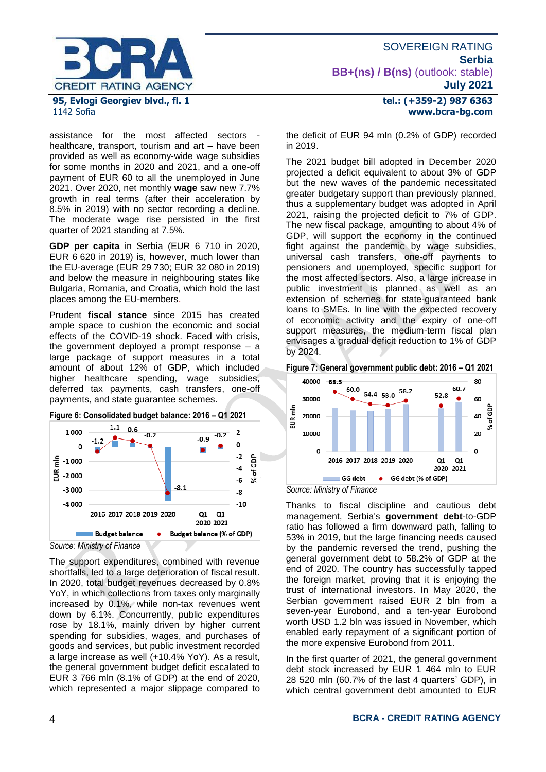assistance for the most affected sectors - healthcare, transport, tourism and art – have been provided as well as economy-wide wage subsidies for some months in 2020 and 2021, and a one-off payment of EUR 60 to all the unemployed in June 2021. Over 2020, net monthly **wage** saw new 7.7% growth in real terms (after their acceleration by 8.5% in 2019) with no sector recording a decline. The moderate wage rise persisted in the first quarter of 2021 standing at 7.5%.

**GDP per capita** in Serbia (EUR 6 710 in 2020, EUR 6 620 in 2019) is, however, much lower than the EU-average (EUR 29 730; EUR 32 080 in 2019) and below the measure in neighbouring states like Bulgaria, Romania, and Croatia, which hold the last places among the EU-members.

Prudent **fiscal stance** since 2015 has created ample space to cushion the economic and social effects of the COVID-19 shock. Faced with crisis, the government deployed a prompt response – a large package of support measures in a total amount of about 12% of GDP, which included higher healthcare spending, wage subsidies, deferred tax payments, cash transfers, one-off payments, and state guarantee schemes.

**Figure 6: Consolidated budget balance: 2016 – Q1 2021**

| | 2016 | 2017 | 2018 | 2019 | 2020 | Q1 2020 | Q1 2021 |
|---|---|---|---|---|---|---|---|
| Budget balance (% of GDP) | -1.2 | 1.1 | 0.6 | -0.2 | -8.1 | -0.9 | -0.2 |

*Source: Ministry of Finance*

The support expenditures, combined with revenue shortfalls, led to a large deterioration of fiscal result. In 2020, total budget revenues decreased by 0.8% YoY, in which collections from taxes only marginally increased by 0.1%, while non-tax revenues went down by 6.1%. Concurrently, public expenditures rose by 18.1%, mainly driven by higher current spending for subsidies, wages, and purchases of goods and services, but public investment recorded a large increase as well (+10.4% YoY). As a result, the general government budget deficit escalated to EUR 3 766 mln (8.1% of GDP) at the end of 2020, which represented a major slippage compared to the deficit of EUR 94 mln (0.2% of GDP) recorded in 2019.

The 2021 budget bill adopted in December 2020 projected a deficit equivalent to about 3% of GDP but the new waves of the pandemic necessitated greater budgetary support than previously planned, thus a supplementary budget was adopted in April 2021, raising the projected deficit to 7% of GDP. The new fiscal package, amounting to about 4% of GDP, will support the economy in the continued fight against the pandemic by wage subsidies, universal cash transfers, one-off payments to pensioners and unemployed, specific support for the most affected sectors. Also, a large increase in public investment is planned as well as an extension of schemes for state-guaranteed bank loans to SMEs. In line with the expected recovery of economic activity and the expiry of one-off support measures, the medium-term fiscal plan envisages a gradual deficit reduction to 1% of GDP by 2024.

**Figure 7: General government public debt: 2016 – Q1 2021**

| | 2016 | 2017 | 2018 | 2019 | 2020 | Q1 2020 | Q1 2021 |
|---|---|---|---|---|---|---|---|
| GG debt (% of GDP) | 68.5 | 60.0 | 54.4 | 53.0 | 58.2 | 52.8 | 60.7 |

*Source: Ministry of Finance*

Thanks to fiscal discipline and cautious debt management, Serbia's **government debt**-to-GDP ratio has followed a firm downward path, falling to 53% in 2019, but the large financing needs caused by the pandemic reversed the trend, pushing the general government debt to 58.2% of GDP at the end of 2020. The country has successfully tapped the foreign market, proving that it is enjoying the trust of international investors. In May 2020, the Serbian government raised EUR 2 bln from a seven-year Eurobond, and a ten-year Eurobond worth USD 1.2 bln was issued in November, which enabled early repayment of a significant portion of the more expensive Eurobond from 2011.

In the first quarter of 2021, the general government debt stock increased by EUR 1 464 mln to EUR 28 520 mln (60.7% of the last 4 quarters' GDP), in which central government debt amounted to EUR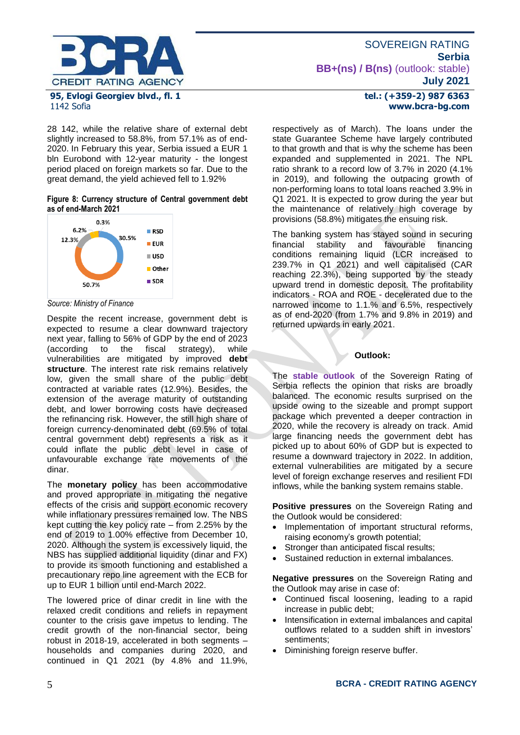28 142, while the relative share of external debt slightly increased to 58.8%, from 57.1% as of end-2020. In February this year, Serbia issued a EUR 1 bln Eurobond with 12-year maturity - the longest period placed on foreign markets so far. Due to the great demand, the yield achieved fell to 1.92%

**Figure 8: Currency structure of Central government debt as of end-March 2021**

| Currency | Share |
|---|---|
| RSD | 30.5% |
| EUR | 50.7% |
| USD | 12.3% |
| Other | 6.2% |
| SDR | 0.3% |

*Source: Ministry of Finance*

Despite the recent increase, government debt is expected to resume a clear downward trajectory next year, falling to 56% of GDP by the end of 2023 (according to the fiscal strategy), while vulnerabilities are mitigated by improved **debt structure**. The interest rate risk remains relatively low, given the small share of the public debt contracted at variable rates (12.9%). Besides, the extension of the average maturity of outstanding debt, and lower borrowing costs have decreased the refinancing risk. However, the still high share of foreign currency-denominated debt (69.5% of total central government debt) represents a risk as it could inflate the public debt level in case of unfavourable exchange rate movements of the dinar.

The **monetary policy** has been accommodative and proved appropriate in mitigating the negative effects of the crisis and support economic recovery while inflationary pressures remained low. The NBS kept cutting the key policy rate – from 2.25% by the end of 2019 to 1.00% effective from December 10, 2020. Although the system is excessively liquid, the NBS has supplied additional liquidity (dinar and FX) to provide its smooth functioning and established a precautionary repo line agreement with the ECB for up to EUR 1 billion until end-March 2022.

The lowered price of dinar credit in line with the relaxed credit conditions and reliefs in repayment counter to the crisis gave impetus to lending. The credit growth of the non-financial sector, being robust in 2018-19, accelerated in both segments – households and companies during 2020, and continued in Q1 2021 (by 4.8% and 11.9%, respectively as of March). The loans under the state Guarantee Scheme have largely contributed to that growth and that is why the scheme has been expanded and supplemented in 2021. The NPL ratio shrank to a record low of 3.7% in 2020 (4.1% in 2019), and following the outpacing growth of non-performing loans to total loans reached 3.9% in Q1 2021. It is expected to grow during the year but the maintenance of relatively high coverage by provisions (58.8%) mitigates the ensuing risk.

The banking system has stayed sound in securing financial stability and favourable financing conditions remaining liquid (LCR increased to 239.7% in Q1 2021) and well capitalised (CAR reaching 22.3%), being supported by the steady upward trend in domestic deposit. The profitability indicators - ROA and ROE - decelerated due to the narrowed income to 1.1% and 6.5%, respectively as of end-2020 (from 1.7% and 9.8% in 2019) and returned upwards in early 2021.

## Outlook:

The **stable outlook** of the Sovereign Rating of Serbia reflects the opinion that risks are broadly balanced. The economic results surprised on the upside owing to the sizeable and prompt support package which prevented a deeper contraction in 2020, while the recovery is already on track. Amid large financing needs the government debt has picked up to about 60% of GDP but is expected to resume a downward trajectory in 2022. In addition, external vulnerabilities are mitigated by a secure level of foreign exchange reserves and resilient FDI inflows, while the banking system remains stable.

**Positive pressures** on the Sovereign Rating and the Outlook would be considered:

- Implementation of important structural reforms, raising economy's growth potential;
- Stronger than anticipated fiscal results;
- Sustained reduction in external imbalances.

**Negative pressures** on the Sovereign Rating and the Outlook may arise in case of:

- Continued fiscal loosening, leading to a rapid increase in public debt;
- Intensification in external imbalances and capital outflows related to a sudden shift in investors' sentiments;
- Diminishing foreign reserve buffer.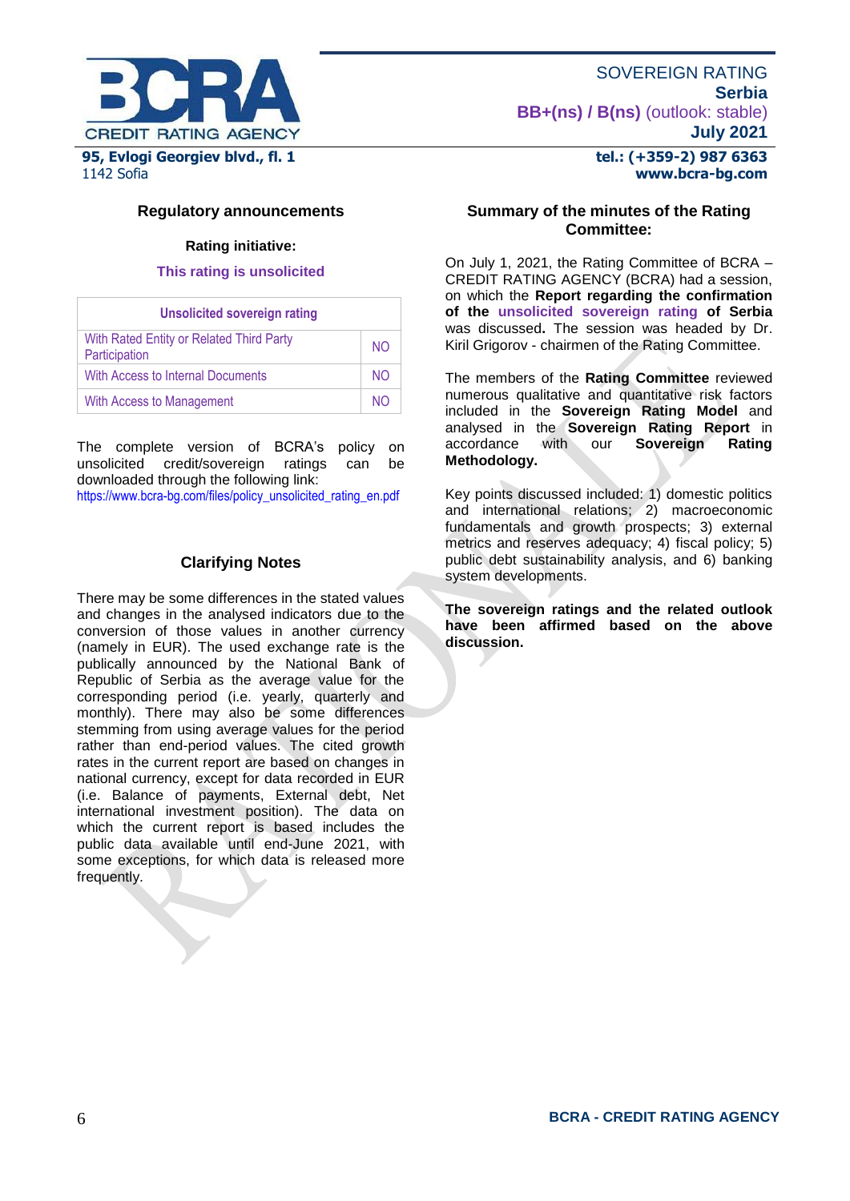## Regulatory announcements

**Rating initiative:**

**This rating is unsolicited**

| Unsolicited sovereign rating | |
|---|---|
| With Rated Entity or Related Third Party Participation | NO |
| With Access to Internal Documents | NO |
| With Access to Management | NO |

The complete version of BCRA's policy on unsolicited credit/sovereign ratings can be downloaded through the following link:
https://www.bcra-bg.com/files/policy_unsolicited_rating_en.pdf

## Clarifying Notes

There may be some differences in the stated values and changes in the analysed indicators due to the conversion of those values in another currency (namely in EUR). The used exchange rate is the publically announced by the National Bank of Republic of Serbia as the average value for the corresponding period (i.e. yearly, quarterly and monthly). There may also be some differences stemming from using average values for the period rather than end-period values. The cited growth rates in the current report are based on changes in national currency, except for data recorded in EUR (i.e. Balance of payments, External debt, Net international investment position). The data on which the current report is based includes the public data available until end-June 2021, with some exceptions, for which data is released more frequently.

## Summary of the minutes of the Rating Committee:

On July 1, 2021, the Rating Committee of BCRA – CREDIT RATING AGENCY (BCRA) had a session, on which the **Report regarding the confirmation of the unsolicited sovereign rating of Serbia** was discussed**.** The session was headed by Dr. Kiril Grigorov - chairmen of the Rating Committee.

The members of the **Rating Committee** reviewed numerous qualitative and quantitative risk factors included in the **Sovereign Rating Model** and analysed in the **Sovereign Rating Report** in accordance with our **Sovereign Rating Methodology.**

Key points discussed included: 1) domestic politics and international relations; 2) macroeconomic fundamentals and growth prospects; 3) external metrics and reserves adequacy; 4) fiscal policy; 5) public debt sustainability analysis, and 6) banking system developments.

**The sovereign ratings and the related outlook have been affirmed based on the above discussion.**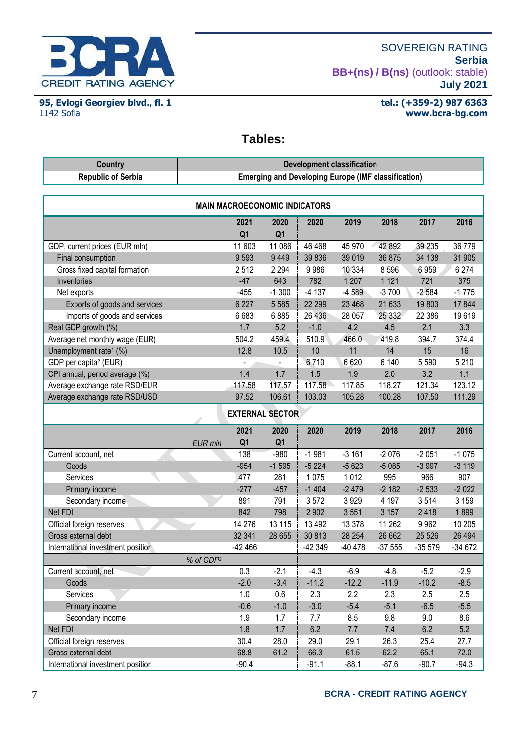SOVEREIGN RATING
**Serbia**
**BB+(ns) / B(ns)** (outlook: stable)
**July 2021**

**95, Evlogi Georgiev blvd., fl. 1**
1142 Sofia

**tel.: (+359-2) 987 6363**
**www.bcra-bg.com**

## Tables:

| Country | Development classification |
|---|---|
| Republic of Serbia | Emerging and Developing Europe (IMF classification) |

| MAIN MACROECONOMIC INDICATORS | | | | | | | |
|---|---|---|---|---|---|---|---|
| | 2021 Q1 | 2020 Q1 | 2020 | 2019 | 2018 | 2017 | 2016 |
| GDP, current prices (EUR mln) | 11 603 | 11 086 | 46 468 | 45 970 | 42 892 | 39 235 | 36 779 |
| Final consumption | 9 593 | 9 449 | 39 836 | 39 019 | 36 875 | 34 138 | 31 905 |
| Gross fixed capital formation | 2 512 | 2 294 | 9 986 | 10 334 | 8 596 | 6 959 | 6 274 |
| Inventories | -47 | 643 | 782 | 1 207 | 1 121 | 721 | 375 |
| Net exports | -455 | -1 300 | -4 137 | -4 589 | -3 700 | -2 584 | -1 775 |
| Exports of goods and services | 6 227 | 5 585 | 22 299 | 23 468 | 21 633 | 19 803 | 17 844 |
| Imports of goods and services | 6 683 | 6 885 | 26 436 | 28 057 | 25 332 | 22 386 | 19 619 |
| Real GDP growth (%) | 1.7 | 5.2 | -1.0 | 4.2 | 4.5 | 2.1 | 3.3 |
| Average net monthly wage (EUR) | 504.2 | 459.4 | 510.9 | 466.0 | 419.8 | 394.7 | 374.4 |
| Unemployment rate[1] (%) | 12.8 | 10.5 | 10 | 11 | 14 | 15 | 16 |
| GDP per capita[2] (EUR) | - | - | 6 710 | 6 620 | 6 140 | 5 590 | 5 210 |
| CPI annual, period average (%) | 1.4 | 1.7 | 1.5 | 1.9 | 2.0 | 3.2 | 1.1 |
| Average exchange rate RSD/EUR | 117.58 | 117.57 | 117.58 | 117.85 | 118.27 | 121.34 | 123.12 |
| Average exchange rate RSD/USD | 97.52 | 106.61 | 103.03 | 105.28 | 100.28 | 107.50 | 111.29 |
| **EXTERNAL SECTOR** | | | | | | | |
| *EUR mln* | 2021 Q1 | 2020 Q1 | 2020 | 2019 | 2018 | 2017 | 2016 |
| Current account, net | 138 | -980 | -1 981 | -3 161 | -2 076 | -2 051 | -1 075 |
| Goods | -954 | -1 595 | -5 224 | -5 623 | -5 085 | -3 997 | -3 119 |
| Services | 477 | 281 | 1 075 | 1 012 | 995 | 966 | 907 |
| Primary income | -277 | -457 | -1 404 | -2 479 | -2 182 | -2 533 | -2 022 |
| Secondary income | 891 | 791 | 3 572 | 3 929 | 4 197 | 3 514 | 3 159 |
| Net FDI | 842 | 798 | 2 902 | 3 551 | 3 157 | 2 418 | 1 899 |
| Official foreign reserves | 14 276 | 13 115 | 13 492 | 13 378 | 11 262 | 9 962 | 10 205 |
| Gross external debt | 32 341 | 28 655 | 30 813 | 28 254 | 26 662 | 25 526 | 26 494 |
| International investment position | -42 466 | | -42 349 | -40 478 | -37 555 | -35 579 | -34 672 |
| *% of GDP[3]* | | | | | | | |
| Current account, net | 0.3 | -2.1 | -4.3 | -6.9 | -4.8 | -5.2 | -2.9 |
| Goods | -2.0 | -3.4 | -11.2 | -12.2 | -11.9 | -10.2 | -8.5 |
| Services | 1.0 | 0.6 | 2.3 | 2.2 | 2.3 | 2.5 | 2.5 |
| Primary income | -0.6 | -1.0 | -3.0 | -5.4 | -5.1 | -6.5 | -5.5 |
| Secondary income | 1.9 | 1.7 | 7.7 | 8.5 | 9.8 | 9.0 | 8.6 |
| Net FDI | 1.8 | 1.7 | 6.2 | 7.7 | 7.4 | 6.2 | 5.2 |
| Official foreign reserves | 30.4 | 28.0 | 29.0 | 29.1 | 26.3 | 25.4 | 27.7 |
| Gross external debt | 68.8 | 61.2 | 66.3 | 61.5 | 62.2 | 65.1 | 72.0 |
| International investment position | -90.4 | | -91.1 | -88.1 | -87.6 | -90.7 | -94.3 |

**BCRA - CREDIT RATING AGENCY**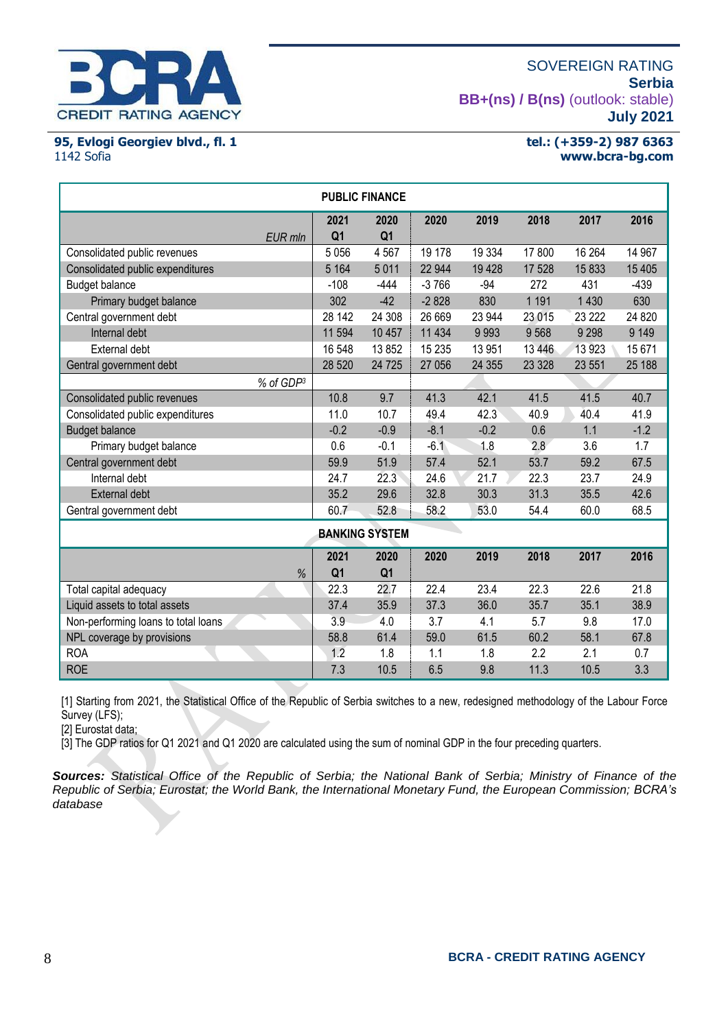SOVEREIGN RATING
**Serbia**
**BB+(ns) / B(ns)** (outlook: stable)
**July 2021**

**95, Evlogi Georgiev blvd., fl. 1**
1142 Sofia

**tel.: (+359-2) 987 6363**
**www.bcra-bg.com**

| PUBLIC FINANCE | | | | | | | |
|---|---|---|---|---|---|---|---|
| *EUR mln* | 2021 Q1 | 2020 Q1 | 2020 | 2019 | 2018 | 2017 | 2016 |
| Consolidated public revenues | 5 056 | 4 567 | 19 178 | 19 334 | 17 800 | 16 264 | 14 967 |
| Consolidated public expenditures | 5 164 | 5 011 | 22 944 | 19 428 | 17 528 | 15 833 | 15 405 |
| Budget balance | -108 | -444 | -3 766 | -94 | 272 | 431 | -439 |
| Primary budget balance | 302 | -42 | -2 828 | 830 | 1 191 | 1 430 | 630 |
| Central government debt | 28 142 | 24 308 | 26 669 | 23 944 | 23 015 | 23 222 | 24 820 |
| Internal debt | 11 594 | 10 457 | 11 434 | 9 993 | 9 568 | 9 298 | 9 149 |
| External debt | 16 548 | 13 852 | 15 235 | 13 951 | 13 446 | 13 923 | 15 671 |
| Gentral government debt | 28 520 | 24 725 | 27 056 | 24 355 | 23 328 | 23 551 | 25 188 |
| *% of GDP[3]* | | | | | | | |
| Consolidated public revenues | 10.8 | 9.7 | 41.3 | 42.1 | 41.5 | 41.5 | 40.7 |
| Consolidated public expenditures | 11.0 | 10.7 | 49.4 | 42.3 | 40.9 | 40.4 | 41.9 |
| Budget balance | -0.2 | -0.9 | -8.1 | -0.2 | 0.6 | 1.1 | -1.2 |
| Primary budget balance | 0.6 | -0.1 | -6.1 | 1.8 | 2.8 | 3.6 | 1.7 |
| Central government debt | 59.9 | 51.9 | 57.4 | 52.1 | 53.7 | 59.2 | 67.5 |
| Internal debt | 24.7 | 22.3 | 24.6 | 21.7 | 22.3 | 23.7 | 24.9 |
| External debt | 35.2 | 29.6 | 32.8 | 30.3 | 31.3 | 35.5 | 42.6 |
| Gentral government debt | 60.7 | 52.8 | 58.2 | 53.0 | 54.4 | 60.0 | 68.5 |

| BANKING SYSTEM | | | | | | | |
|---|---|---|---|---|---|---|---|
| *%* | 2021 Q1 | 2020 Q1 | 2020 | 2019 | 2018 | 2017 | 2016 |
| Total capital adequacy | 22.3 | 22.7 | 22.4 | 23.4 | 22.3 | 22.6 | 21.8 |
| Liquid assets to total assets | 37.4 | 35.9 | 37.3 | 36.0 | 35.7 | 35.1 | 38.9 |
| Non-performing loans to total loans | 3.9 | 4.0 | 3.7 | 4.1 | 5.7 | 9.8 | 17.0 |
| NPL coverage by provisions | 58.8 | 61.4 | 59.0 | 61.5 | 60.2 | 58.1 | 67.8 |
| ROA | 1.2 | 1.8 | 1.1 | 1.8 | 2.2 | 2.1 | 0.7 |
| ROE | 7.3 | 10.5 | 6.5 | 9.8 | 11.3 | 10.5 | 3.3 |

[1] Starting from 2021, the Statistical Office of the Republic of Serbia switches to a new, redesigned methodology of the Labour Force Survey (LFS);
[2] Eurostat data;
[3] The GDP ratios for Q1 2021 and Q1 2020 are calculated using the sum of nominal GDP in the four preceding quarters.

***Sources:*** *Statistical Office of the Republic of Serbia; the National Bank of Serbia; Ministry of Finance of the Republic of Serbia; Eurostat; the World Bank, the International Monetary Fund, the European Commission; BCRA's database*